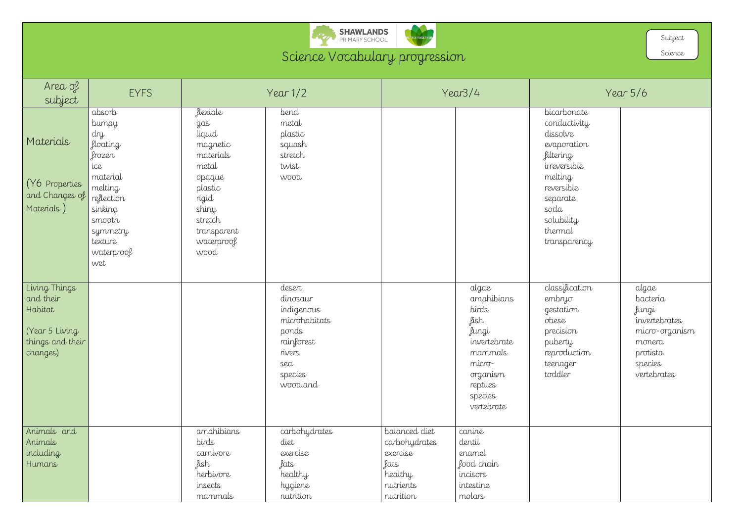# Science Vocabulary progression

Subject: Science

| Area of subject | EYFS | Year 1/2 | | Year3/4 | | Year 5/6 | |
|---|---|---|---|---|---|---|---|
| Materials (Y6 Properties and Changes of Materials ) | absorb<br>bumpy<br>dry<br>floating<br>frozen<br>ice<br>material<br>melting<br>reflection<br>sinking<br>smooth<br>symmetry<br>texture<br>waterproof<br>wet | flexible<br>gas<br>liquid<br>magnetic<br>materials<br>metal<br>opaque<br>plastic<br>rigid<br>shiny<br>stretch<br>transparent<br>waterproof<br>wood | bend<br>metal<br>plastic<br>squash<br>stretch<br>twist<br>wood | | | bicarbonate<br>conductivity<br>dissolve<br>evaporation<br>filtering<br>irreversible<br>melting<br>reversible<br>separate<br>soda<br>solubility<br>thermal<br>transparency | |
| Living Things and their Habitat (Year 5 Living things and their changes) | | | desert<br>dinosaur<br>indigenous<br>microhabitats<br>ponds<br>rainforest<br>rivers<br>sea<br>species<br>woodland | | algae<br>amphibians<br>birds<br>fish<br>fungi<br>invertebrate<br>mammals<br>micro-organism<br>reptiles<br>species<br>vertebrate | classification<br>embryo<br>gestation<br>obese<br>precision<br>puberty<br>reproduction<br>teenager<br>toddler | algae<br>bacteria<br>fungi<br>invertebrates<br>micro-organism<br>monera<br>protista<br>species<br>vertebrates |
| Animals and Animals including Humans | | amphibians<br>birds<br>carnivore<br>fish<br>herbivore<br>insects<br>mammals | carbohydrates<br>diet<br>exercise<br>fats<br>healthy<br>hygiene<br>nutrition | balanced diet<br>carbohydrates<br>exercise<br>fats<br>healthy<br>nutrients<br>nutrition | canine<br>dentil<br>enamel<br>food chain<br>incisors<br>intestine<br>molars | | |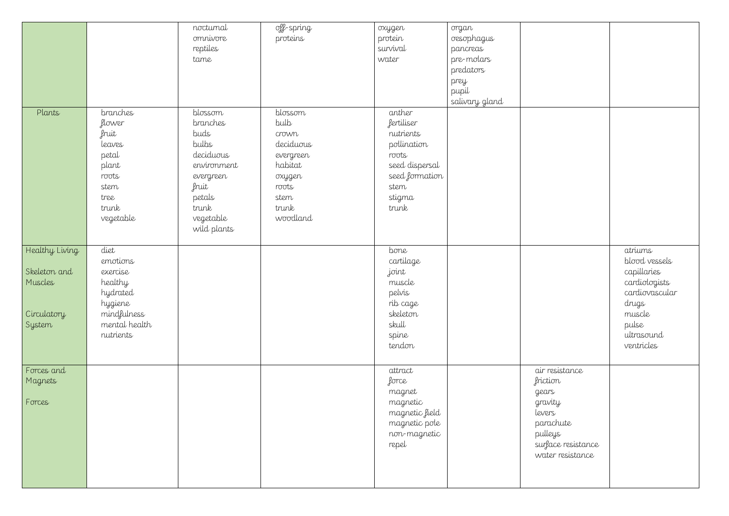| | | | | | | | |
|---|---|---|---|---|---|---|---|
| | | nocturnal<br>omnivore<br>reptiles<br>tame | off-spring<br>proteins | oxygen<br>protein<br>survival<br>water | organ<br>oesophagus<br>pancreas<br>pre-molars<br>predators<br>prey<br>pupil<br>salivary gland | | |
| Plants | branches<br>flower<br>fruit<br>leaves<br>petal<br>plant<br>roots<br>stem<br>tree<br>trunk<br>vegetable | blossom<br>branches<br>buds<br>bulbs<br>deciduous<br>environment<br>evergreen<br>fruit<br>petals<br>trunk<br>vegetable<br>wild plants | blossom<br>bulb<br>crown<br>deciduous<br>evergreen<br>habitat<br>oxygen<br>roots<br>stem<br>trunk<br>woodland | anther<br>fertiliser<br>nutrients<br>pollination<br>roots<br>seed dispersal<br>seed formation<br>stem<br>stigma<br>trunk | | | |
| Healthy Living<br><br>Skeleton and Muscles<br><br>Circulatory System | diet<br>emotions<br>exercise<br>healthy<br>hydrated<br>hygiene<br>mindfulness<br>mental health<br>nutrients | | | bone<br>cartilage<br>joint<br>muscle<br>pelvis<br>rib cage<br>skeleton<br>skull<br>spine<br>tendon | | | atriums<br>blood vessels<br>capillaries<br>cardiologists<br>cardiovascular<br>drugs<br>muscle<br>pulse<br>ultrasound<br>ventricles |
| Forces and Magnets<br><br>Forces | | | | attract<br>force<br>magnet<br>magnetic<br>magnetic field<br>magnetic pole<br>non-magnetic<br>repel | | air resistance<br>friction<br>gears<br>gravity<br>levers<br>parachute<br>pulleys<br>surface resistance<br>water resistance | |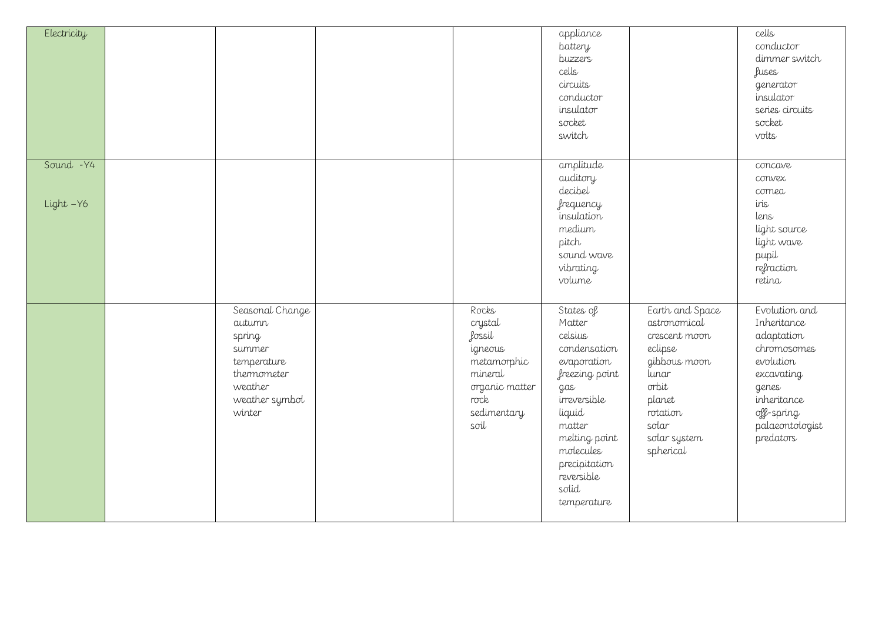| | | | | | | | | |
|---|---|---|---|---|---|---|---|---|
| Electricity | | | | | appliance<br>battery<br>buzzers<br>cells<br>circuits<br>conductor<br>insulator<br>socket<br>switch | | cells<br>conductor<br>dimmer switch<br>fuses<br>generator<br>insulator<br>series circuits<br>socket<br>volts |
| Sound -Y4<br><br>Light –Y6 | | | | | amplitude<br>auditory<br>decibel<br>frequency<br>insulation<br>medium<br>pitch<br>sound wave<br>vibrating<br>volume | | concave<br>convex<br>cornea<br>iris<br>lens<br>light source<br>light wave<br>pupil<br>refraction<br>retina |
| | | Seasonal Change<br>autumn<br>spring<br>summer<br>temperature<br>thermometer<br>weather<br>weather symbol<br>winter | | Rocks<br>crystal<br>fossil<br>igneous<br>metamorphic<br>mineral<br>organic matter<br>rock<br>sedimentary<br>soil | States of Matter<br>celsius<br>condensation<br>evaporation<br>freezing point<br>gas<br>irreversible<br>liquid<br>matter<br>melting point<br>molecules<br>precipitation<br>reversible<br>solid<br>temperature | Earth and Space<br>astronomical<br>crescent moon<br>eclipse<br>gibbous moon<br>lunar<br>orbit<br>planet<br>rotation<br>solar<br>solar system<br>spherical | Evolution and Inheritance<br>adaptation<br>chromosomes<br>evolution<br>excavating<br>genes<br>inheritance<br>off-spring<br>palaeontologist<br>predators |